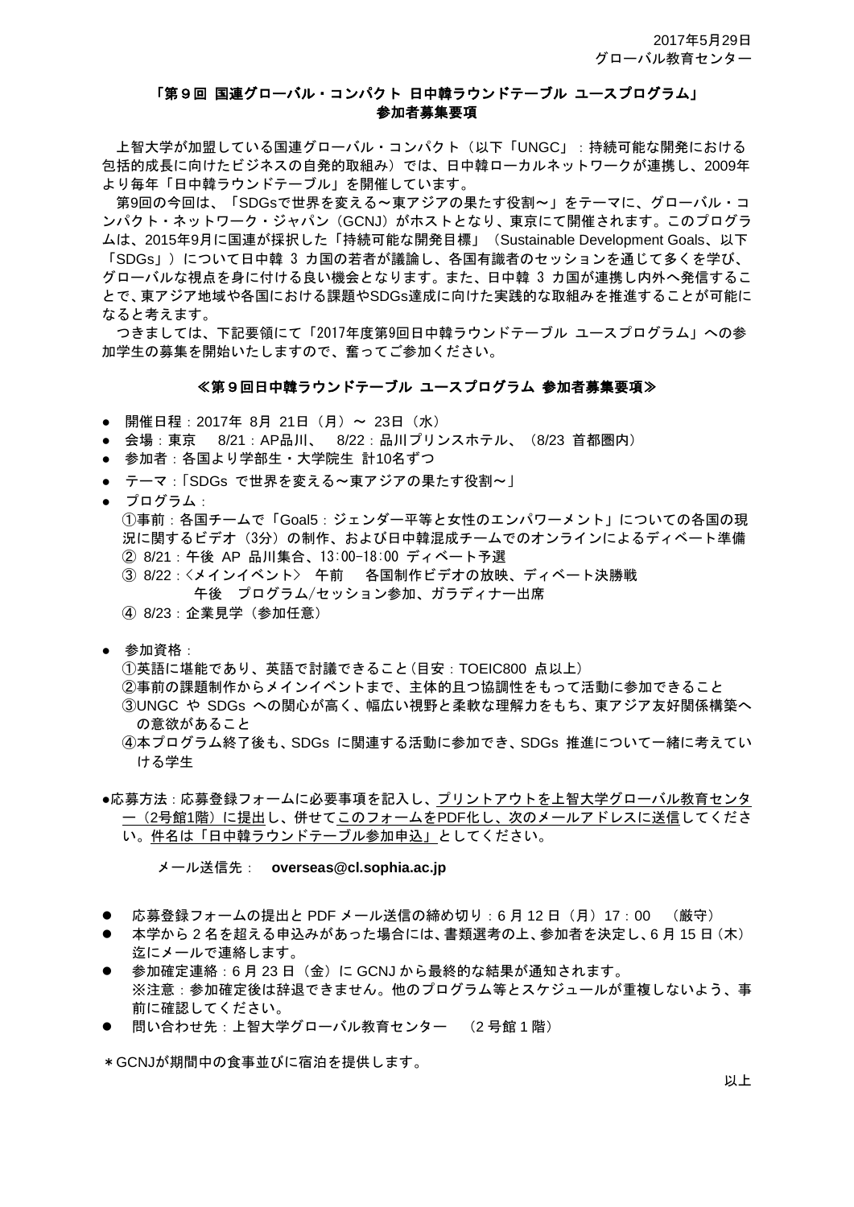2017年5月29日
グローバル教育センター

## 「第９回 国連グローバル・コンパクト 日中韓ラウンドテーブル ユースプログラム」
## 参加者募集要項

上智大学が加盟している国連グローバル・コンパクト（以下「UNGC」：持続可能な開発における包括的成長に向けたビジネスの自発的取組み）では、日中韓ローカルネットワークが連携し、2009年より毎年「日中韓ラウンドテーブル」を開催しています。

第9回の今回は、「SDGsで世界を変える～東アジアの果たす役割～」をテーマに、グローバル・コンパクト・ネットワーク・ジャパン（GCNJ）がホストとなり、東京にて開催されます。このプログラムは、2015年9月に国連が採択した「持続可能な開発目標」（Sustainable Development Goals、以下「SDGs」）について日中韓 3 カ国の若者が議論し、各国有識者のセッションを通じて多くを学び、グローバルな視点を身に付ける良い機会となります。また、日中韓 3 カ国が連携し内外へ発信することで、東アジア地域や各国における課題やSDGs達成に向けた実践的な取組みを推進することが可能になると考えます。

つきましては、下記要領にて「2017年度第9回日中韓ラウンドテーブル ユースプログラム」への参加学生の募集を開始いたしますので、奮ってご参加ください。

### ≪第９回日中韓ラウンドテーブル ユースプログラム 参加者募集要項≫

- 開催日程：2017年 8月 21日（月）～ 23日（水）
- 会場：東京　 8/21：AP品川、 8/22：品川プリンスホテル、（8/23 首都圏内）
- 参加者：各国より学部生・大学院生 計10名ずつ
- テーマ：「SDGs で世界を変える～東アジアの果たす役割～」
- プログラム：
  ①事前：各国チームで「Goal5：ジェンダー平等と女性のエンパワーメント」についての各国の現況に関するビデオ（3分）の制作、および日中韓混成チームでのオンラインによるディベート準備
  ② 8/21：午後 AP 品川集合、13:00-18:00 ディベート予選
  ③ 8/22：〈メインイベント〉 午前　 各国制作ビデオの放映、ディベート決勝戦
  　　　　　午後　プログラム/セッション参加、ガラディナー出席
  ④ 8/23：企業見学（参加任意）

- 参加資格：
  ①英語に堪能であり、英語で討議できること（目安：TOEIC800 点以上）
  ②事前の課題制作からメインイベントまで、主体的且つ協調性をもって活動に参加できること
  ③UNGC や SDGs への関心が高く、幅広い視野と柔軟な理解力をもち、東アジア友好関係構築への意欲があること
  ④本プログラム終了後も、SDGs に関連する活動に参加でき、SDGs 推進について一緒に考えていける学生

- 応募方法：応募登録フォームに必要事項を記入し、プリントアウトを上智大学グローバル教育センター（2号館1階）に提出し、併せてこのフォームをPDF化し、次のメールアドレスに送信してください。件名は「日中韓ラウンドテーブル参加申込」としてください。

　　メール送信先： **overseas@cl.sophia.ac.jp**

- 応募登録フォームの提出と PDF メール送信の締め切り：6 月 12 日（月）17：00　（厳守）
- 本学から 2 名を超える申込みがあった場合には、書類選考の上、参加者を決定し、6 月 15 日（木）迄にメールで連絡します。
- 参加確定連絡：6 月 23 日（金）に GCNJ から最終的な結果が通知されます。
  ※注意：参加確定後は辞退できません。他のプログラム等とスケジュールが重複しないよう、事前に確認してください。
- 問い合わせ先：上智大学グローバル教育センター　（2 号館 1 階）

＊GCNJが期間中の食事並びに宿泊を提供します。

以上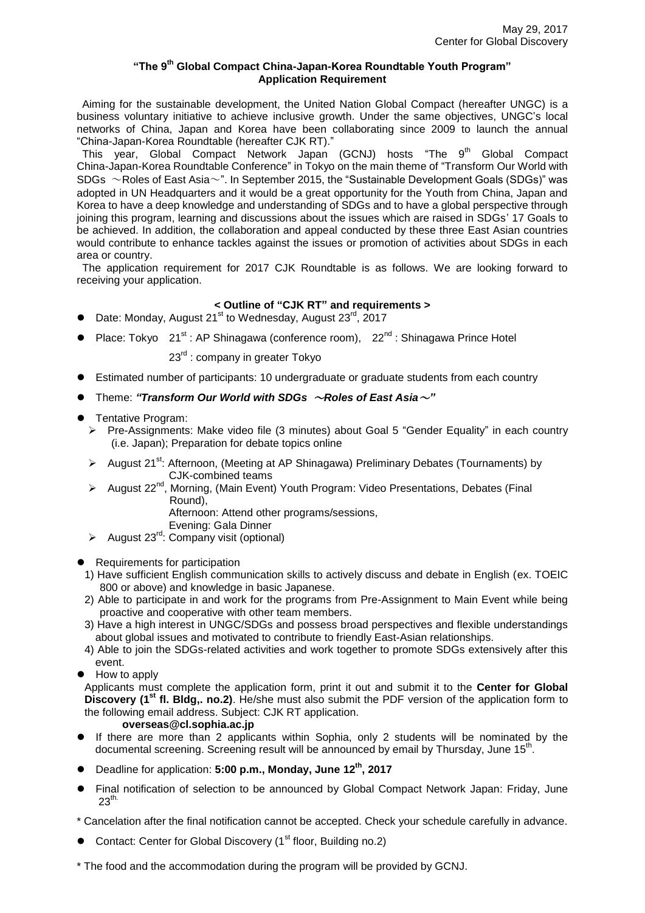May 29, 2017
Center for Global Discovery

## "The 9th Global Compact China-Japan-Korea Roundtable Youth Program"
## Application Requirement

Aiming for the sustainable development, the United Nation Global Compact (hereafter UNGC) is a business voluntary initiative to achieve inclusive growth. Under the same objectives, UNGC's local networks of China, Japan and Korea have been collaborating since 2009 to launch the annual "China-Japan-Korea Roundtable (hereafter CJK RT)."

This year, Global Compact Network Japan (GCNJ) hosts "The 9th Global Compact China-Japan-Korea Roundtable Conference" in Tokyo on the main theme of "Transform Our World with SDGs ～Roles of East Asia～". In September 2015, the "Sustainable Development Goals (SDGs)" was adopted in UN Headquarters and it would be a great opportunity for the Youth from China, Japan and Korea to have a deep knowledge and understanding of SDGs and to have a global perspective through joining this program, learning and discussions about the issues which are raised in SDGs' 17 Goals to be achieved. In addition, the collaboration and appeal conducted by these three East Asian countries would contribute to enhance tackles against the issues or promotion of activities about SDGs in each area or country.

The application requirement for 2017 CJK Roundtable is as follows. We are looking forward to receiving your application.

### < Outline of "CJK RT" and requirements >

- Date: Monday, August 21st to Wednesday, August 23rd, 2017
- Place: Tokyo 21st : AP Shinagawa (conference room), 22nd : Shinagawa Prince Hotel
  23rd : company in greater Tokyo
- Estimated number of participants: 10 undergraduate or graduate students from each country
- Theme: ***"Transform Our World with SDGs ～Roles of East Asia～"***
- Tentative Program:
  - Pre-Assignments: Make video file (3 minutes) about Goal 5 "Gender Equality" in each country (i.e. Japan); Preparation for debate topics online
  - August 21st: Afternoon, (Meeting at AP Shinagawa) Preliminary Debates (Tournaments) by CJK-combined teams
  - August 22nd, Morning, (Main Event) Youth Program: Video Presentations, Debates (Final Round),
    Afternoon: Attend other programs/sessions,
    Evening: Gala Dinner
  - August 23rd: Company visit (optional)
- Requirements for participation
  1) Have sufficient English communication skills to actively discuss and debate in English (ex. TOEIC 800 or above) and knowledge in basic Japanese.
  2) Able to participate in and work for the programs from Pre-Assignment to Main Event while being proactive and cooperative with other team members.
  3) Have a high interest in UNGC/SDGs and possess broad perspectives and flexible understandings about global issues and motivated to contribute to friendly East-Asian relationships.
  4) Able to join the SDGs-related activities and work together to promote SDGs extensively after this event.
- How to apply
  Applicants must complete the application form, print it out and submit it to the **Center for Global Discovery (1st fl. Bldg,. no.2)**. He/she must also submit the PDF version of the application form to the following email address. Subject: CJK RT application.
  **overseas@cl.sophia.ac.jp**
- If there are more than 2 applicants within Sophia, only 2 students will be nominated by the documental screening. Screening result will be announced by email by Thursday, June 15th.
- Deadline for application: **5:00 p.m., Monday, June 12th, 2017**
- Final notification of selection to be announced by Global Compact Network Japan: Friday, June 23th.

\* Cancelation after the final notification cannot be accepted. Check your schedule carefully in advance.

- Contact: Center for Global Discovery (1st floor, Building no.2)

\* The food and the accommodation during the program will be provided by GCNJ.